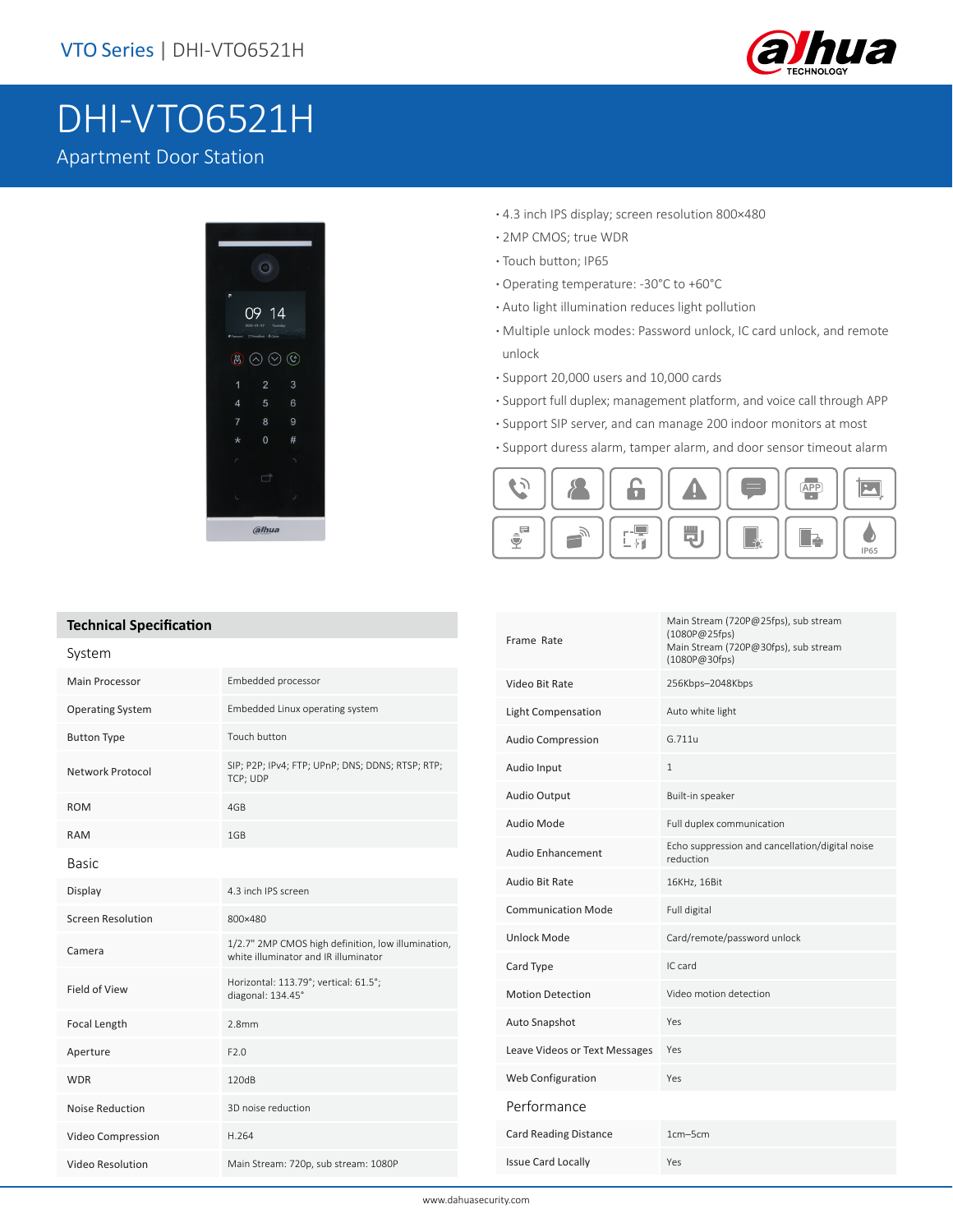VTO Series | DHI-VTO6521H

# DHI-VTO6521H

Apartment Door Station

- 4.3 inch IPS display; screen resolution 800×480
- 2MP CMOS; true WDR
- Touch button; IP65
- Operating temperature: -30°C to +60°C
- Auto light illumination reduces light pollution
- Multiple unlock modes: Password unlock, IC card unlock, and remote unlock
- Support 20,000 users and 10,000 cards
- Support full duplex; management platform, and voice call through APP
- Support SIP server, and can manage 200 indoor monitors at most
- Support duress alarm, tamper alarm, and door sensor timeout alarm

## Technical Specification

### System

| | |
|---|---|
| Main Processor | Embedded processor |
| Operating System | Embedded Linux operating system |
| Button Type | Touch button |
| Network Protocol | SIP; P2P; IPv4; FTP; UPnP; DNS; DDNS; RTSP; RTP; TCP; UDP |
| ROM | 4GB |
| RAM | 1GB |

### Basic

| | |
|---|---|
| Display | 4.3 inch IPS screen |
| Screen Resolution | 800×480 |
| Camera | 1/2.7" 2MP CMOS high definition, low illumination, white illuminator and IR illuminator |
| Field of View | Horizontal: 113.79°; vertical: 61.5°; diagonal: 134.45° |
| Focal Length | 2.8mm |
| Aperture | F2.0 |
| WDR | 120dB |
| Noise Reduction | 3D noise reduction |
| Video Compression | H.264 |
| Video Resolution | Main Stream: 720p, sub stream: 1080P |
| Frame Rate | Main Stream (720P@25fps), sub stream (1080P@25fps)<br>Main Stream (720P@30fps), sub stream (1080P@30fps) |
| Video Bit Rate | 256Kbps–2048Kbps |
| Light Compensation | Auto white light |
| Audio Compression | G.711u |
| Audio Input | 1 |
| Audio Output | Built-in speaker |
| Audio Mode | Full duplex communication |
| Audio Enhancement | Echo suppression and cancellation/digital noise reduction |
| Audio Bit Rate | 16KHz, 16Bit |
| Communication Mode | Full digital |
| Unlock Mode | Card/remote/password unlock |
| Card Type | IC card |
| Motion Detection | Video motion detection |
| Auto Snapshot | Yes |
| Leave Videos or Text Messages | Yes |
| Web Configuration | Yes |

### Performance

| | |
|---|---|
| Card Reading Distance | 1cm–5cm |
| Issue Card Locally | Yes |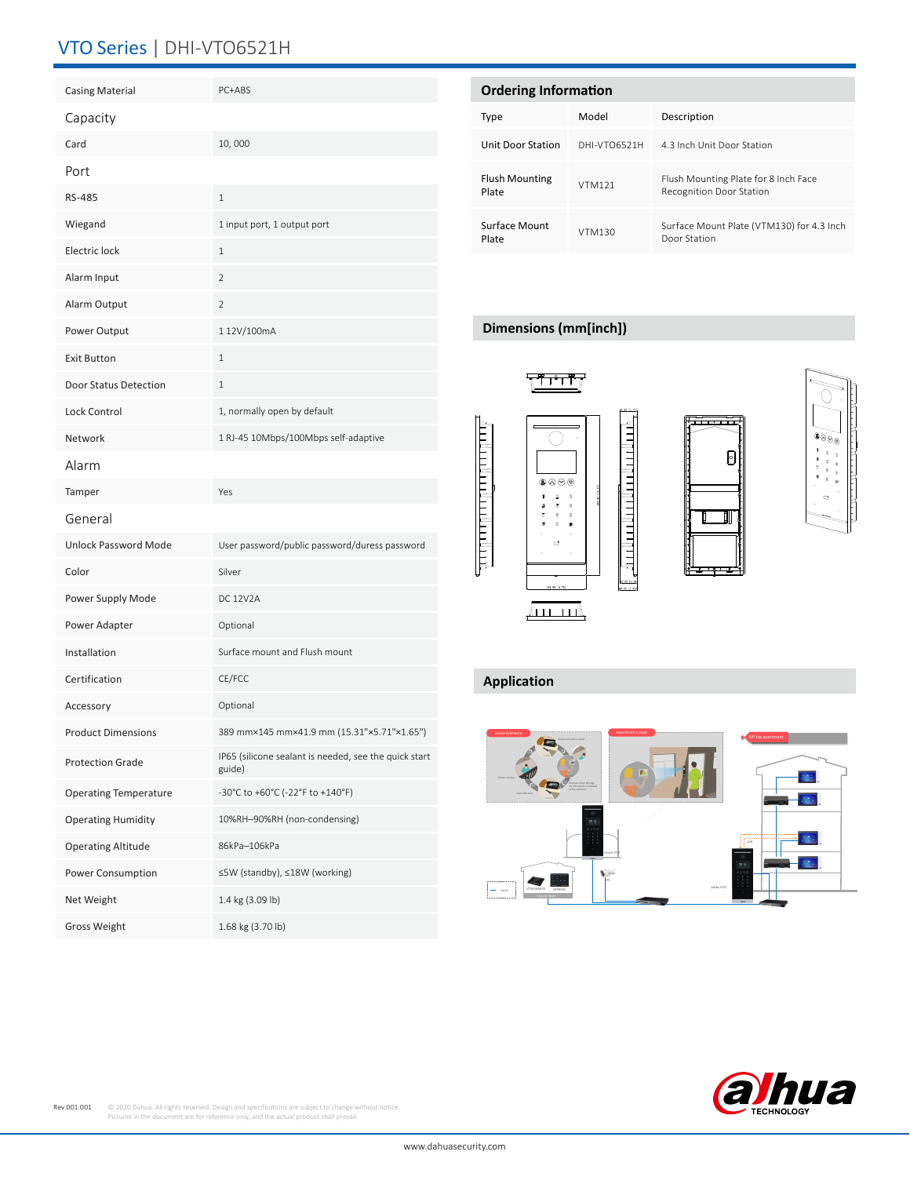# VTO Series | DHI-VTO6521H

| | |
|---|---|
| Casing Material | PC+ABS |
| **Capacity** | |
| Card | 10, 000 |
| **Port** | |
| RS-485 | 1 |
| Wiegand | 1 input port, 1 output port |
| Electric lock | 1 |
| Alarm Input | 2 |
| Alarm Output | 2 |
| Power Output | 1 12V/100mA |
| Exit Button | 1 |
| Door Status Detection | 1 |
| Lock Control | 1, normally open by default |
| Network | 1 RJ-45 10Mbps/100Mbps self-adaptive |
| **Alarm** | |
| Tamper | Yes |
| **General** | |
| Unlock Password Mode | User password/public password/duress password |
| Color | Silver |
| Power Supply Mode | DC 12V2A |
| Power Adapter | Optional |
| Installation | Surface mount and Flush mount |
| Certification | CE/FCC |
| Accessory | Optional |
| Product Dimensions | 389 mm×145 mm×41.9 mm (15.31"×5.71"×1.65") |
| Protection Grade | IP65 (silicone sealant is needed, see the quick start guide) |
| Operating Temperature | -30°C to +60°C (-22°F to +140°F) |
| Operating Humidity | 10%RH–90%RH (non-condensing) |
| Operating Altitude | 86kPa–106kPa |
| Power Consumption | ≤5W (standby), ≤18W (working) |
| Net Weight | 1.4 kg (3.09 lb) |
| Gross Weight | 1.68 kg (3.70 lb) |

## Ordering Information

| Type | Model | Description |
|---|---|---|
| Unit Door Station | DHI-VTO6521H | 4.3 Inch Unit Door Station |
| Flush Mounting Plate | VTM121 | Flush Mounting Plate for 8 Inch Face Recognition Door Station |
| Surface Mount Plate | VTM130 | Surface Mount Plate (VTM130) for 4.3 Inch Door Station |

## Dimensions (mm[inch])

## Application

Rev 001.001

© 2020 Dahua. All rights reserved. Design and specifications are subject to change without notice.
Pictures in the document are for reference only, and the actual product shall prevail.

www.dahuasecurity.com